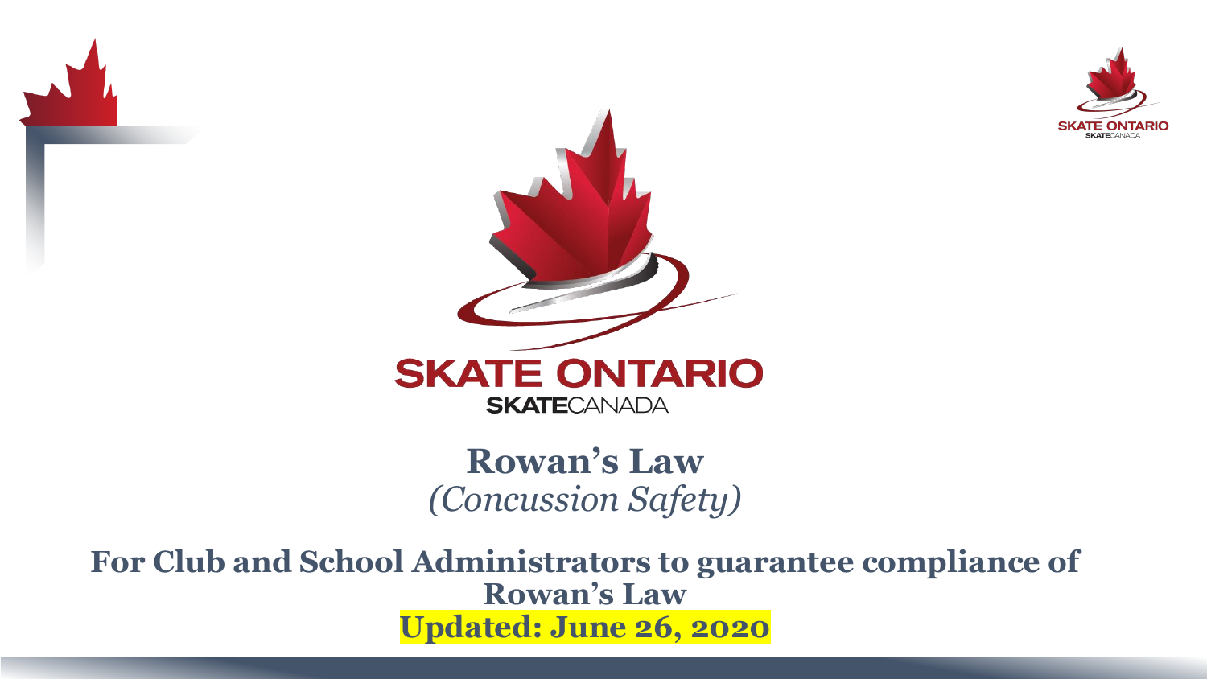SKATE ONTARIO
SKATECANADA

# Rowan's Law

*(Concussion Safety)*

**For Club and School Administrators to guarantee compliance of Rowan's Law**

**Updated: June 26, 2020**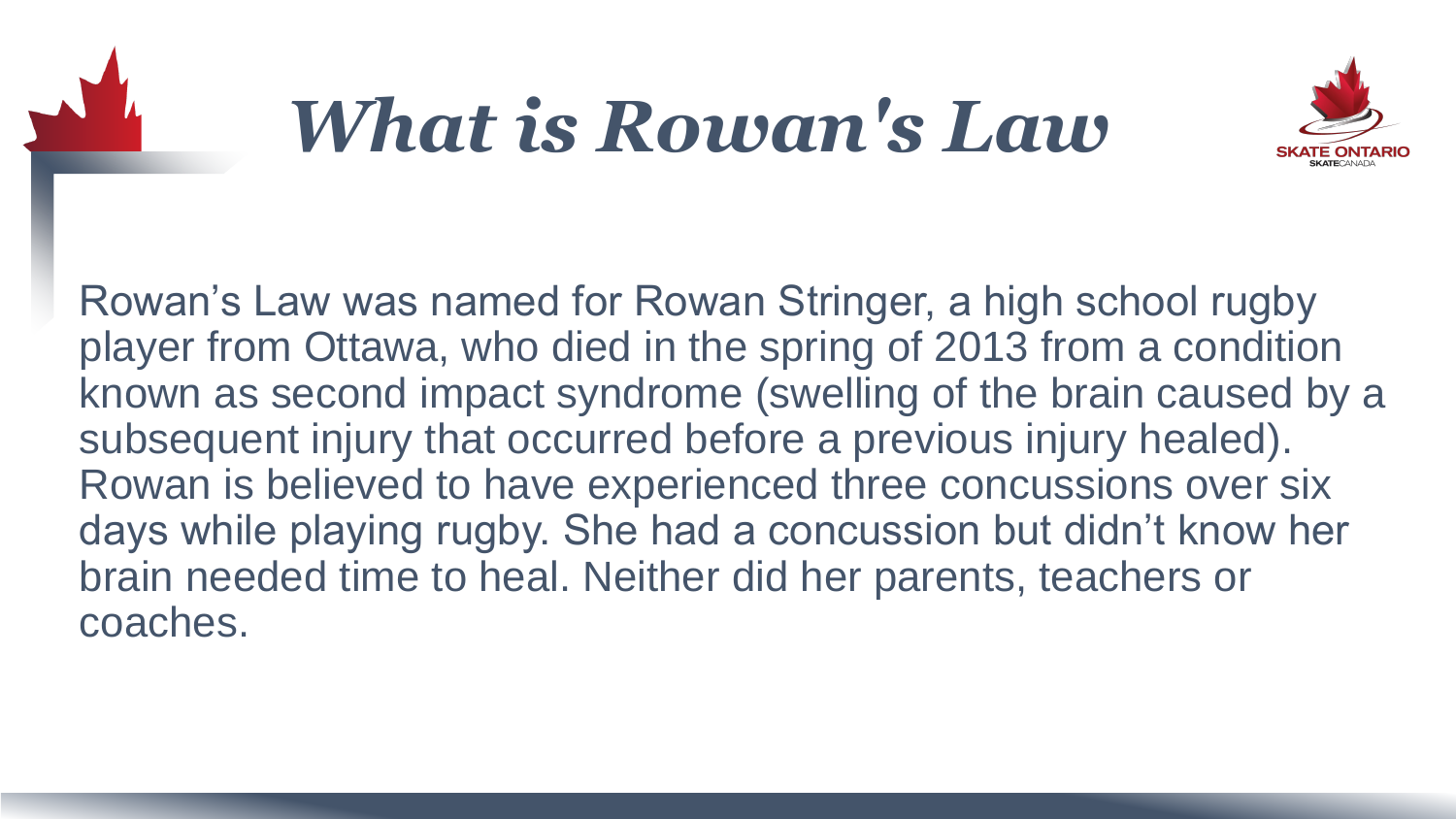# *What is Rowan's Law*

Rowan's Law was named for Rowan Stringer, a high school rugby player from Ottawa, who died in the spring of 2013 from a condition known as second impact syndrome (swelling of the brain caused by a subsequent injury that occurred before a previous injury healed). Rowan is believed to have experienced three concussions over six days while playing rugby. She had a concussion but didn't know her brain needed time to heal. Neither did her parents, teachers or coaches.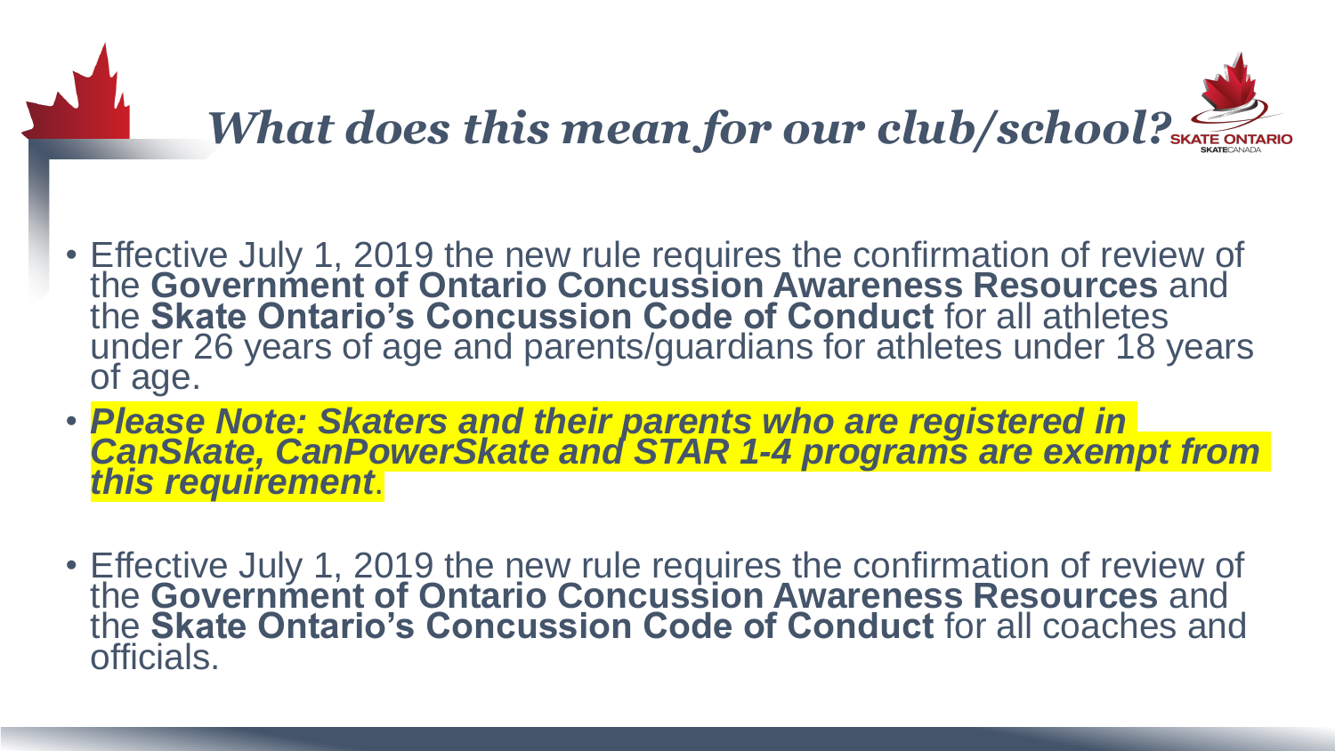# *What does this mean for our club/school?*

- Effective July 1, 2019 the new rule requires the confirmation of review of the **Government of Ontario Concussion Awareness Resources** and the **Skate Ontario's Concussion Code of Conduct** for all athletes under 26 years of age and parents/guardians for athletes under 18 years of age.
- ***Please Note: Skaters and their parents who are registered in CanSkate, CanPowerSkate and STAR 1-4 programs are exempt from this requirement***.
- Effective July 1, 2019 the new rule requires the confirmation of review of the **Government of Ontario Concussion Awareness Resources** and the **Skate Ontario's Concussion Code of Conduct** for all coaches and officials.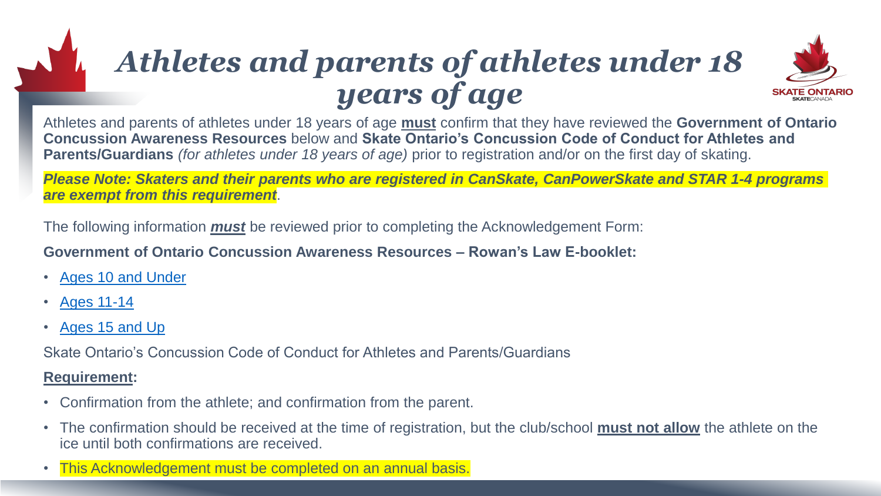# *Athletes and parents of athletes under 18 years of age*

Athletes and parents of athletes under 18 years of age **must** confirm that they have reviewed the **Government of Ontario Concussion Awareness Resources** below and **Skate Ontario's Concussion Code of Conduct for Athletes and Parents/Guardians** *(for athletes under 18 years of age)* prior to registration and/or on the first day of skating.

***Please Note: Skaters and their parents who are registered in CanSkate, CanPowerSkate and STAR 1-4 programs are exempt from this requirement***.

The following information ***must*** be reviewed prior to completing the Acknowledgement Form:

**Government of Ontario Concussion Awareness Resources – Rowan's Law E-booklet:**

- Ages 10 and Under
- Ages 11-14
- Ages 15 and Up

Skate Ontario's Concussion Code of Conduct for Athletes and Parents/Guardians

**Requirement:**

- Confirmation from the athlete; and confirmation from the parent.
- The confirmation should be received at the time of registration, but the club/school **must not allow** the athlete on the ice until both confirmations are received.
- This Acknowledgement must be completed on an annual basis.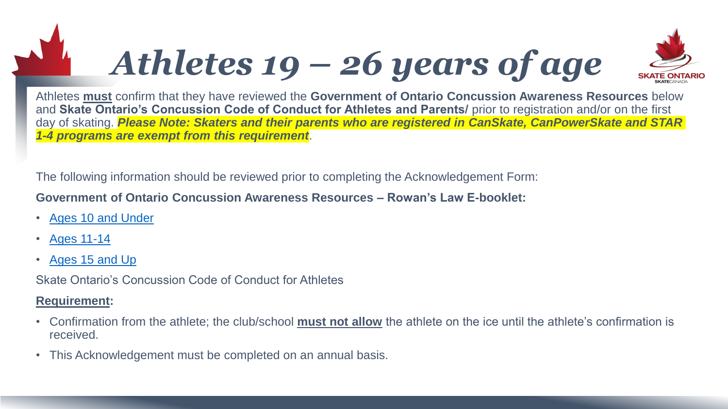# *Athletes 19 – 26 years of age*

Athletes **must** confirm that they have reviewed the **Government of Ontario Concussion Awareness Resources** below and **Skate Ontario's Concussion Code of Conduct for Athletes and Parents/** prior to registration and/or on the first day of skating. ***Please Note: Skaters and their parents who are registered in CanSkate, CanPowerSkate and STAR 1-4 programs are exempt from this requirement***.

The following information should be reviewed prior to completing the Acknowledgement Form:

**Government of Ontario Concussion Awareness Resources – Rowan's Law E-booklet:**

- Ages 10 and Under
- Ages 11-14
- Ages 15 and Up

Skate Ontario's Concussion Code of Conduct for Athletes

**Requirement:**

- Confirmation from the athlete; the club/school **must not allow** the athlete on the ice until the athlete's confirmation is received.
- This Acknowledgement must be completed on an annual basis.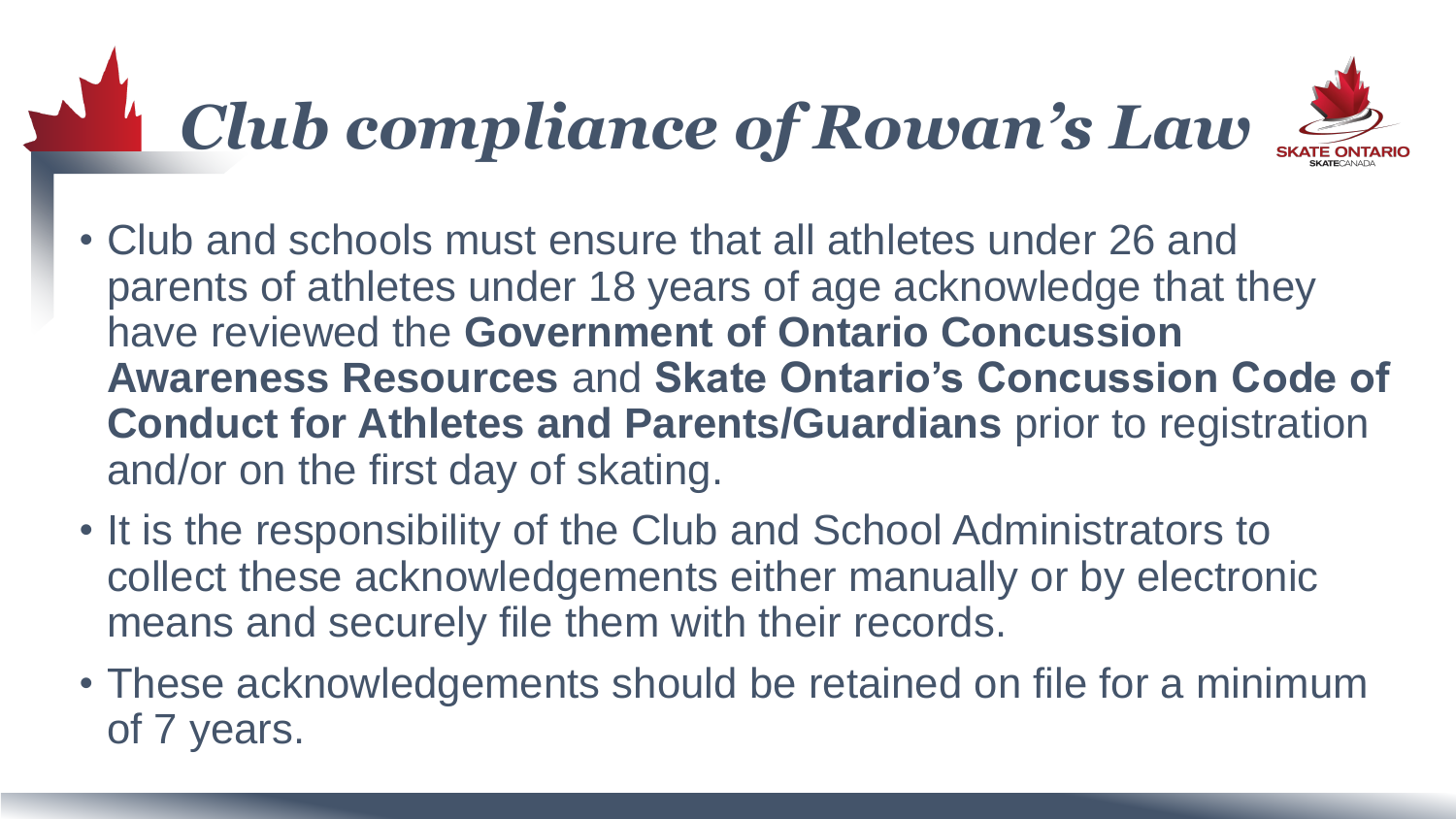# *Club compliance of Rowan's Law*

- Club and schools must ensure that all athletes under 26 and parents of athletes under 18 years of age acknowledge that they have reviewed the **Government of Ontario Concussion Awareness Resources** and **Skate Ontario's Concussion Code of Conduct for Athletes and Parents/Guardians** prior to registration and/or on the first day of skating.
- It is the responsibility of the Club and School Administrators to collect these acknowledgements either manually or by electronic means and securely file them with their records.
- These acknowledgements should be retained on file for a minimum of 7 years.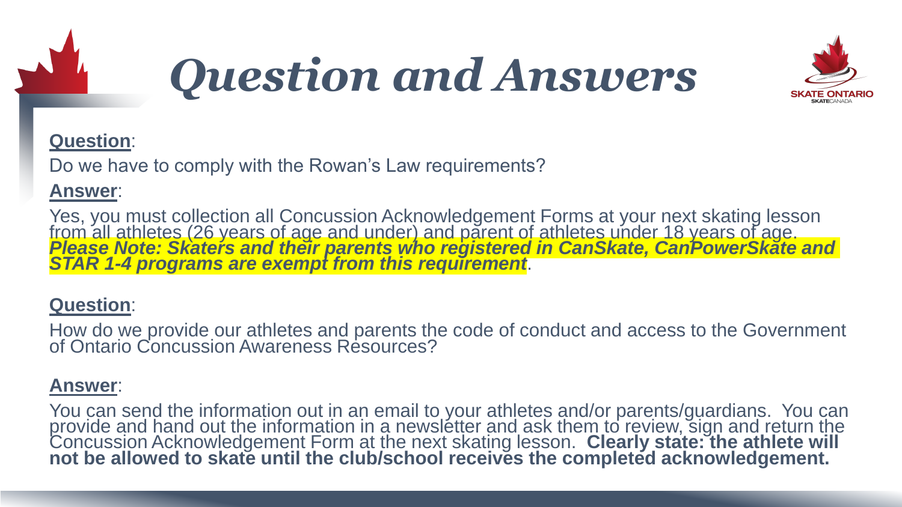# *Question and Answers*

**Question**:

Do we have to comply with the Rowan's Law requirements?

**Answer**:

Yes, you must collection all Concussion Acknowledgement Forms at your next skating lesson from all athletes (26 years of age and under) and parent of athletes under 18 years of age. ***Please Note: Skaters and their parents who registered in CanSkate, CanPowerSkate and STAR 1-4 programs are exempt from this requirement***.

**Question**:

How do we provide our athletes and parents the code of conduct and access to the Government of Ontario Concussion Awareness Resources?

**Answer**:

You can send the information out in an email to your athletes and/or parents/guardians. You can provide and hand out the information in a newsletter and ask them to review, sign and return the Concussion Acknowledgement Form at the next skating lesson. **Clearly state: the athlete will not be allowed to skate until the club/school receives the completed acknowledgement.**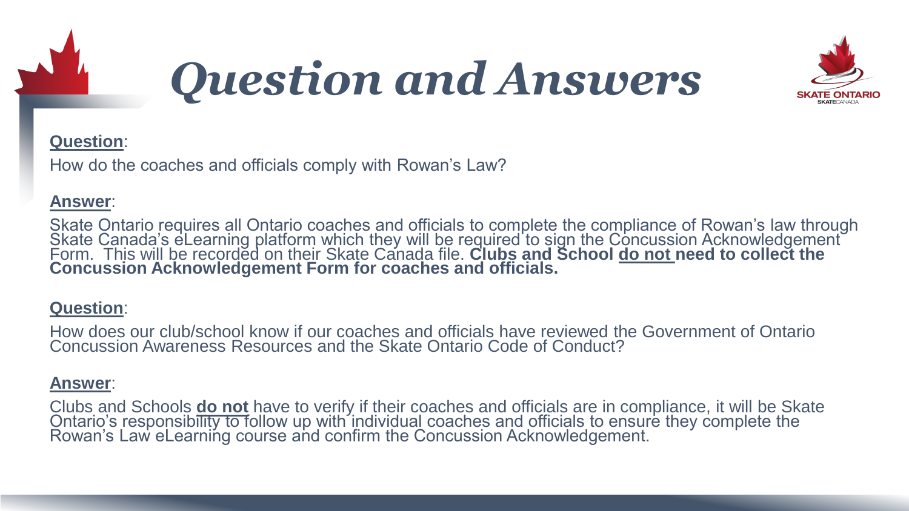# *Question and Answers*

**Question**:

How do the coaches and officials comply with Rowan's Law?

**Answer**:

Skate Ontario requires all Ontario coaches and officials to complete the compliance of Rowan's law through Skate Canada's eLearning platform which they will be required to sign the Concussion Acknowledgement Form. This will be recorded on their Skate Canada file. **Clubs and School do not need to collect the Concussion Acknowledgement Form for coaches and officials.**

**Question**:

How does our club/school know if our coaches and officials have reviewed the Government of Ontario Concussion Awareness Resources and the Skate Ontario Code of Conduct?

**Answer**:

Clubs and Schools **do not** have to verify if their coaches and officials are in compliance, it will be Skate Ontario's responsibility to follow up with individual coaches and officials to ensure they complete the Rowan's Law eLearning course and confirm the Concussion Acknowledgement.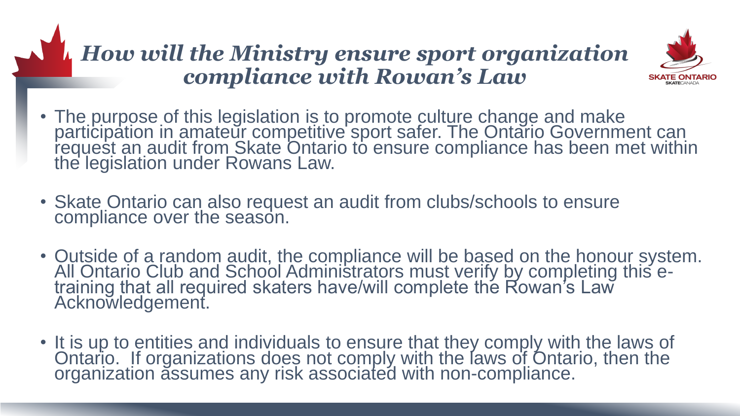# *How will the Ministry ensure sport organization compliance with Rowan's Law*

- The purpose of this legislation is to promote culture change and make participation in amateur competitive sport safer. The Ontario Government can request an audit from Skate Ontario to ensure compliance has been met within the legislation under Rowans Law.

- Skate Ontario can also request an audit from clubs/schools to ensure compliance over the season.

- Outside of a random audit, the compliance will be based on the honour system. All Ontario Club and School Administrators must verify by completing this e-training that all required skaters have/will complete the Rowan's Law Acknowledgement.

- It is up to entities and individuals to ensure that they comply with the laws of Ontario. If organizations does not comply with the laws of Ontario, then the organization assumes any risk associated with non-compliance.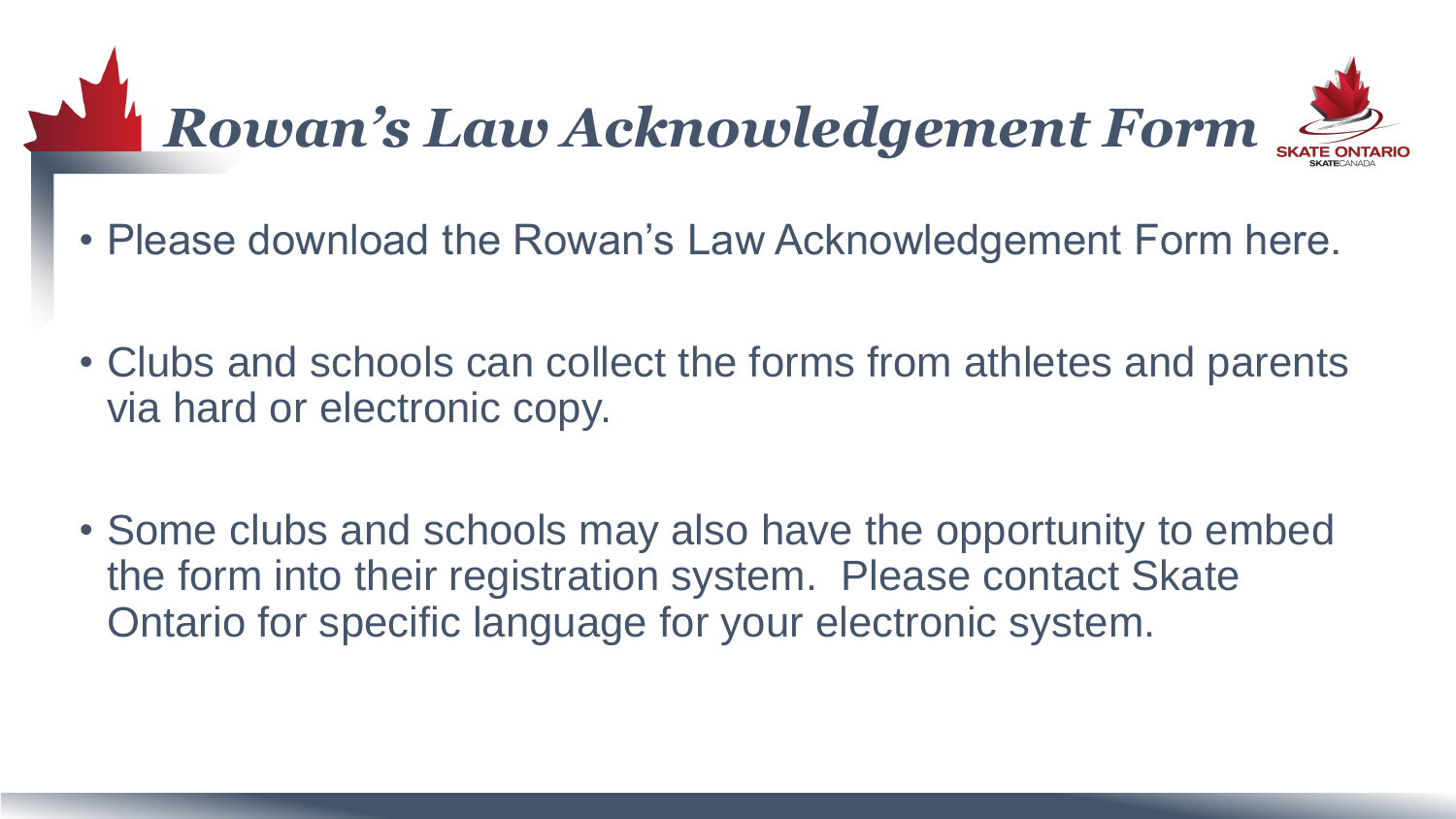# Rowan's Law Acknowledgement Form

- Please download the Rowan's Law Acknowledgement Form here.
- Clubs and schools can collect the forms from athletes and parents via hard or electronic copy.
- Some clubs and schools may also have the opportunity to embed the form into their registration system. Please contact Skate Ontario for specific language for your electronic system.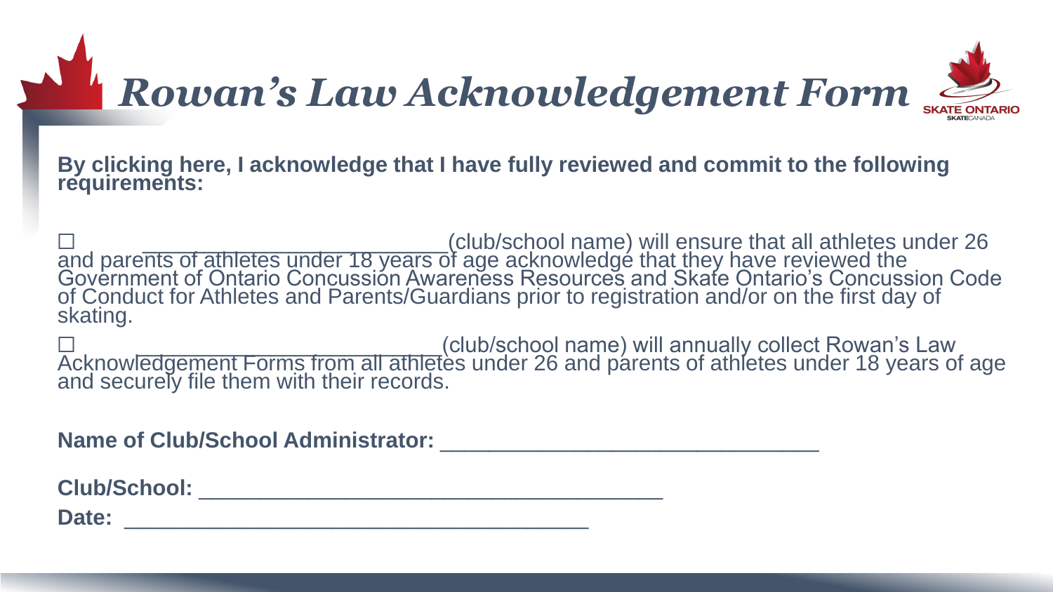# *Rowan's Law Acknowledgement Form*

SKATE ONTARIO
SKATECANADA

**By clicking here, I acknowledge that I have fully reviewed and commit to the following requirements:**

☐ ________________________(club/school name) will ensure that all athletes under 26 and parents of athletes under 18 years of age acknowledge that they have reviewed the Government of Ontario Concussion Awareness Resources and Skate Ontario's Concussion Code of Conduct for Athletes and Parents/Guardians prior to registration and/or on the first day of skating.

☐ ________________________(club/school name) will annually collect Rowan's Law Acknowledgement Forms from all athletes under 26 and parents of athletes under 18 years of age and securely file them with their records.

**Name of Club/School Administrator:** ______________________________

**Club/School:** ______________________________________

**Date:** ______________________________________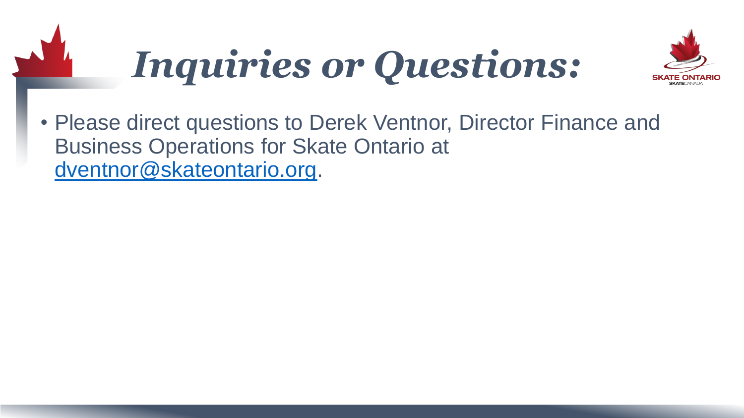# *Inquiries or Questions:*

- Please direct questions to Derek Ventnor, Director Finance and Business Operations for Skate Ontario at dventnor@skateontario.org.